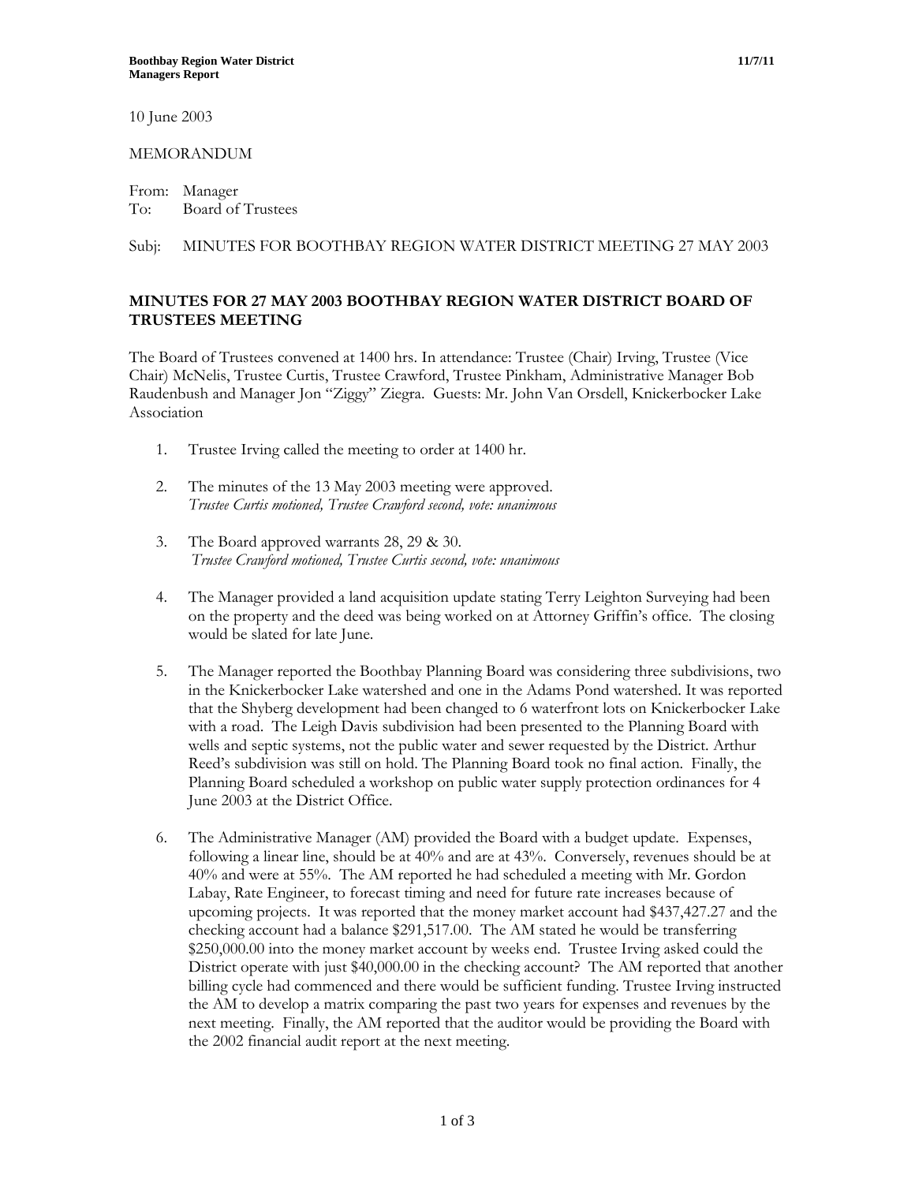10 June 2003

MEMORANDUM

From: Manager
To: Board of Trustees

Subj: MINUTES FOR BOOTHBAY REGION WATER DISTRICT MEETING 27 MAY 2003

## MINUTES FOR 27 MAY 2003 BOOTHBAY REGION WATER DISTRICT BOARD OF TRUSTEES MEETING

The Board of Trustees convened at 1400 hrs. In attendance: Trustee (Chair) Irving, Trustee (Vice Chair) McNelis, Trustee Curtis, Trustee Crawford, Trustee Pinkham, Administrative Manager Bob Raudenbush and Manager Jon "Ziggy" Ziegra. Guests: Mr. John Van Orsdell, Knickerbocker Lake Association

1. Trustee Irving called the meeting to order at 1400 hr.

2. The minutes of the 13 May 2003 meeting were approved.
   *Trustee Curtis motioned, Trustee Crawford second, vote: unanimous*

3. The Board approved warrants 28, 29 & 30.
   *Trustee Crawford motioned, Trustee Curtis second, vote: unanimous*

4. The Manager provided a land acquisition update stating Terry Leighton Surveying had been on the property and the deed was being worked on at Attorney Griffin's office. The closing would be slated for late June.

5. The Manager reported the Boothbay Planning Board was considering three subdivisions, two in the Knickerbocker Lake watershed and one in the Adams Pond watershed. It was reported that the Shyberg development had been changed to 6 waterfront lots on Knickerbocker Lake with a road. The Leigh Davis subdivision had been presented to the Planning Board with wells and septic systems, not the public water and sewer requested by the District. Arthur Reed's subdivision was still on hold. The Planning Board took no final action. Finally, the Planning Board scheduled a workshop on public water supply protection ordinances for 4 June 2003 at the District Office.

6. The Administrative Manager (AM) provided the Board with a budget update. Expenses, following a linear line, should be at 40% and are at 43%. Conversely, revenues should be at 40% and were at 55%. The AM reported he had scheduled a meeting with Mr. Gordon Labay, Rate Engineer, to forecast timing and need for future rate increases because of upcoming projects. It was reported that the money market account had $437,427.27 and the checking account had a balance $291,517.00. The AM stated he would be transferring $250,000.00 into the money market account by weeks end. Trustee Irving asked could the District operate with just $40,000.00 in the checking account? The AM reported that another billing cycle had commenced and there would be sufficient funding. Trustee Irving instructed the AM to develop a matrix comparing the past two years for expenses and revenues by the next meeting. Finally, the AM reported that the auditor would be providing the Board with the 2002 financial audit report at the next meeting.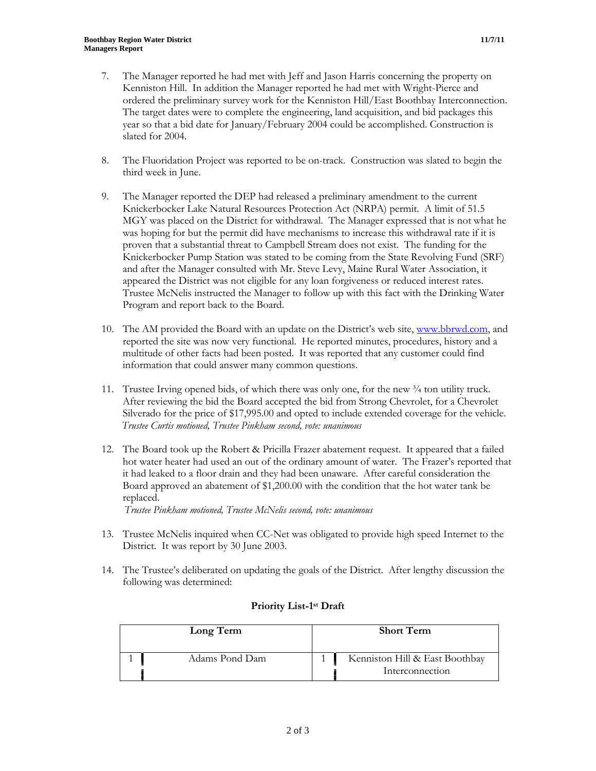7. The Manager reported he had met with Jeff and Jason Harris concerning the property on Kenniston Hill. In addition the Manager reported he had met with Wright-Pierce and ordered the preliminary survey work for the Kenniston Hill/East Boothbay Interconnection. The target dates were to complete the engineering, land acquisition, and bid packages this year so that a bid date for January/February 2004 could be accomplished. Construction is slated for 2004.

8. The Fluoridation Project was reported to be on-track. Construction was slated to begin the third week in June.

9. The Manager reported the DEP had released a preliminary amendment to the current Knickerbocker Lake Natural Resources Protection Act (NRPA) permit. A limit of 51.5 MGY was placed on the District for withdrawal. The Manager expressed that is not what he was hoping for but the permit did have mechanisms to increase this withdrawal rate if it is proven that a substantial threat to Campbell Stream does not exist. The funding for the Knickerbocker Pump Station was stated to be coming from the State Revolving Fund (SRF) and after the Manager consulted with Mr. Steve Levy, Maine Rural Water Association, it appeared the District was not eligible for any loan forgiveness or reduced interest rates. Trustee McNelis instructed the Manager to follow up with this fact with the Drinking Water Program and report back to the Board.

10. The AM provided the Board with an update on the District's web site, www.bbrwd.com, and reported the site was now very functional. He reported minutes, procedures, history and a multitude of other facts had been posted. It was reported that any customer could find information that could answer many common questions.

11. Trustee Irving opened bids, of which there was only one, for the new ¾ ton utility truck. After reviewing the bid the Board accepted the bid from Strong Chevrolet, for a Chevrolet Silverado for the price of $17,995.00 and opted to include extended coverage for the vehicle.
*Trustee Curtis motioned, Trustee Pinkham second, vote: unanimous*

12. The Board took up the Robert & Pricilla Frazer abatement request. It appeared that a failed hot water heater had used an out of the ordinary amount of water. The Frazer's reported that it had leaked to a floor drain and they had been unaware. After careful consideration the Board approved an abatement of $1,200.00 with the condition that the hot water tank be replaced.
*Trustee Pinkham motioned, Trustee McNelis second, vote: unanimous*

13. Trustee McNelis inquired when CC-Net was obligated to provide high speed Internet to the District. It was report by 30 June 2003.

14. The Trustee's deliberated on updating the goals of the District. After lengthy discussion the following was determined:

**Priority List-1st Draft**

| Long Term | | Short Term | |
|---|---|---|---|
| 1 | Adams Pond Dam | 1 | Kenniston Hill & East Boothbay Interconnection |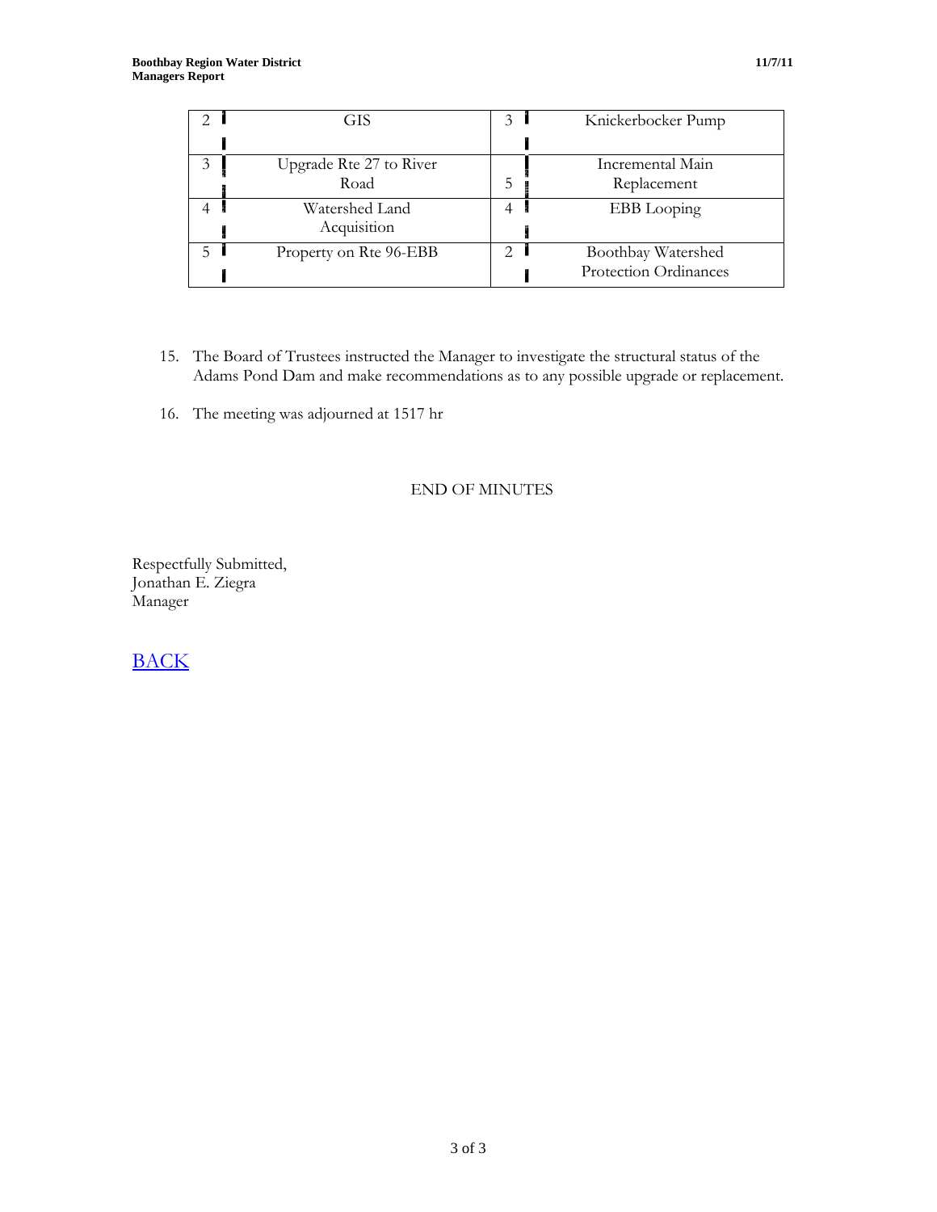| | | | |
|---|---|---|---|
| 2 | GIS | 3 | Knickerbocker Pump |
| 3 | Upgrade Rte 27 to River Road | 5 | Incremental Main Replacement |
| 4 | Watershed Land Acquisition | 4 | EBB Looping |
| 5 | Property on Rte 96-EBB | 2 | Boothbay Watershed Protection Ordinances |

15. The Board of Trustees instructed the Manager to investigate the structural status of the Adams Pond Dam and make recommendations as to any possible upgrade or replacement.

16. The meeting was adjourned at 1517 hr

END OF MINUTES

Respectfully Submitted,
Jonathan E. Ziegra
Manager

BACK